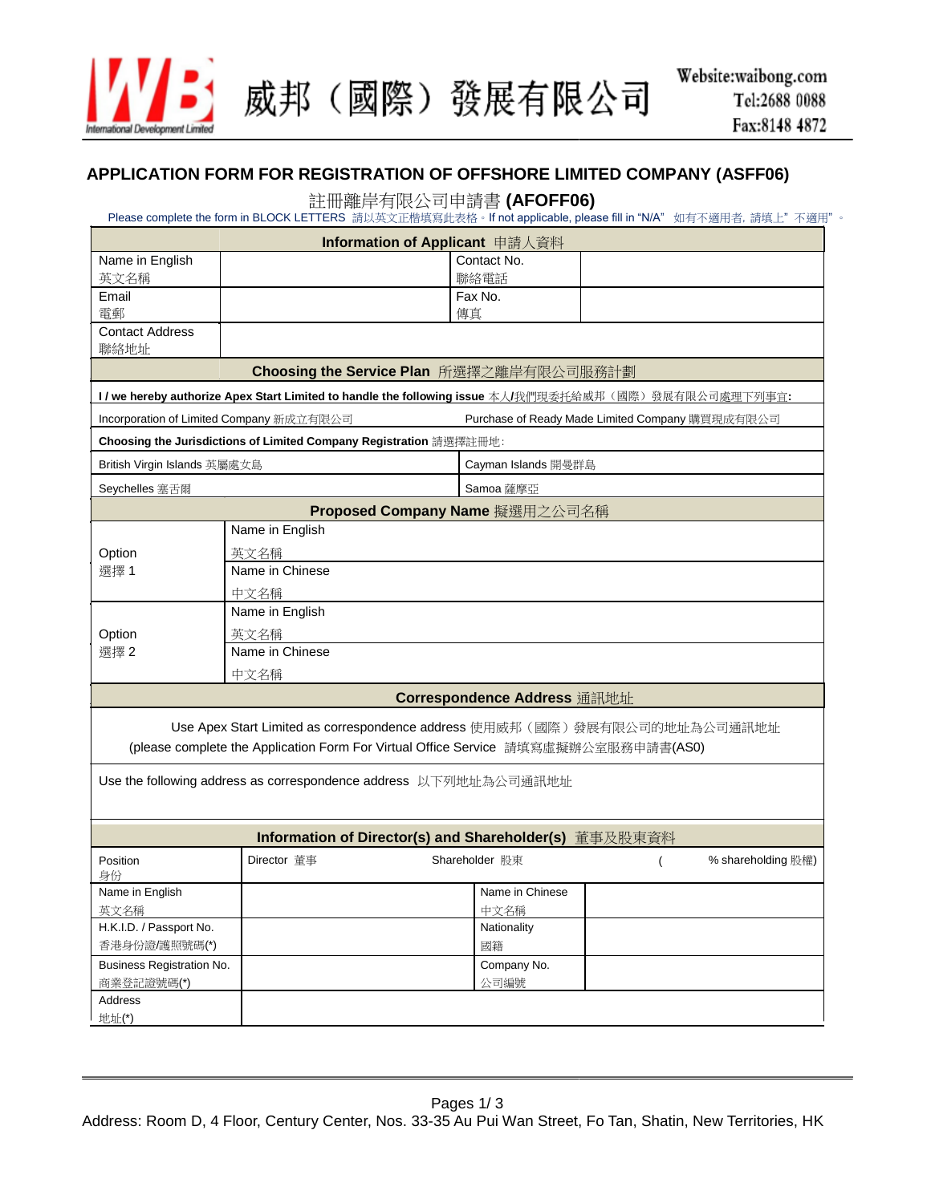威邦（國際）發展有限公司

Website:waibong.com
Tel:2688 0088
Fax:8148 4872

## APPLICATION FORM FOR REGISTRATION OF OFFSHORE LIMITED COMPANY (ASFF06)

## 註冊離岸有限公司申請書 (AFOFF06)

Please complete the form in BLOCK LETTERS 請以英文正楷填寫此表格。If not applicable, please fill in "N/A" 如有不適用者, 請填上" 不適用"。

| **Information of Applicant** 申請人資料 | | | |
|---|---|---|---|
| Name in English 英文名稱 | | Contact No. 聯絡電話 | |
| Email 電郵 | | Fax No. 傳真 | |
| Contact Address 聯絡地址 | | | |

| **Choosing the Service Plan** 所選擇之離岸有限公司服務計劃 | |
|---|---|
| **I / we hereby authorize Apex Start Limited to handle the following issue** 本人/我們現委托給威邦（國際）發展有限公司處理下列事宜: | |
| Incorporation of Limited Company 新成立有限公司 | Purchase of Ready Made Limited Company 購買現成有限公司 |
| **Choosing the Jurisdictions of Limited Company Registration** 請選擇註冊地: | |
| British Virgin Islands 英屬處女島 | Cayman Islands 開曼群島 |
| Seychelles 塞舌爾 | Samoa 薩摩亞 |

| **Proposed Company Name** 擬選用之公司名稱 | |
|---|---|
| Option 選擇 1 | Name in English 英文名稱 |
| | Name in Chinese 中文名稱 |
| Option 選擇 2 | Name in English 英文名稱 |
| | Name in Chinese 中文名稱 |

| **Correspondence Address** 通訊地址 |
|---|
| Use Apex Start Limited as correspondence address 使用威邦（國際）發展有限公司的地址為公司通訊地址 (please complete the Application Form For Virtual Office Service 請填寫虛擬辦公室服務申請書(AS0) |
| Use the following address as correspondence address 以下列地址為公司通訊地址 |

| **Information of Director(s) and Shareholder(s)** 董事及股東資料 | | | |
|---|---|---|---|
| Position 身份 | Director 董事 | Shareholder 股東 | ( % shareholding 股權) |
| Name in English 英文名稱 | | Name in Chinese 中文名稱 | |
| H.K.I.D. / Passport No. 香港身份證/護照號碼(*) | | Nationality 國籍 | |
| Business Registration No. 商業登記證號碼(*) | | Company No. 公司編號 | |
| Address 地址(*) | | | |

Address: Room D, 4 Floor, Century Center, Nos. 33-35 Au Pui Wan Street, Fo Tan, Shatin, New Territories, HK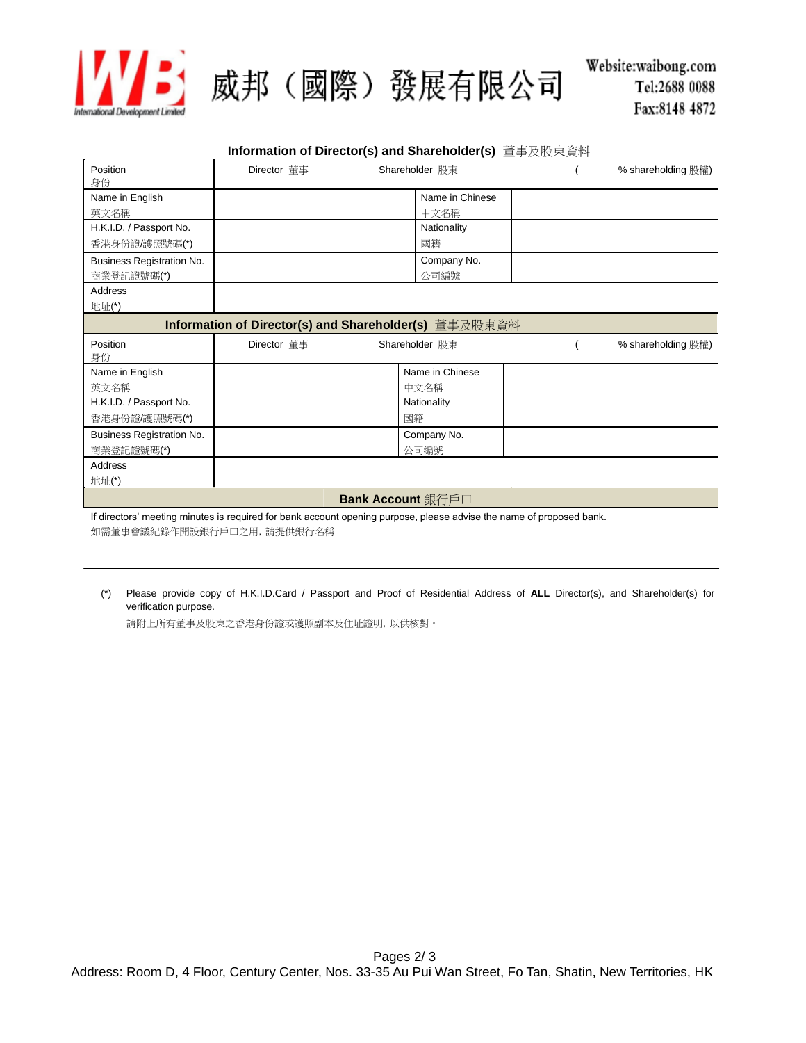威邦（國際）發展有限公司

Website:waibong.com
Tel:2688 0088
Fax:8148 4872

## Information of Director(s) and Shareholder(s) 董事及股東資料

| Position 身份 | Director 董事 | Shareholder 股東 | ( % shareholding 股權) |
|---|---|---|---|
| Name in English 英文名稱 | | Name in Chinese 中文名稱 | |
| H.K.I.D. / Passport No. 香港身份證/護照號碼(*) | | Nationality 國籍 | |
| Business Registration No. 商業登記證號碼(*) | | Company No. 公司編號 | |
| Address 地址(*) | | | |

## Information of Director(s) and Shareholder(s) 董事及股東資料

| Position 身份 | Director 董事 | Shareholder 股東 | ( % shareholding 股權) |
|---|---|---|---|
| Name in English 英文名稱 | | Name in Chinese 中文名稱 | |
| H.K.I.D. / Passport No. 香港身份證/護照號碼(*) | | Nationality 國籍 | |
| Business Registration No. 商業登記證號碼(*) | | Company No. 公司編號 | |
| Address 地址(*) | | | |

## Bank Account 銀行戶口

If directors' meeting minutes is required for bank account opening purpose, please advise the name of proposed bank.
如需董事會議紀錄作開設銀行戶口之用，請提供銀行名稱

---

(*) Please provide copy of H.K.I.D.Card / Passport and Proof of Residential Address of **ALL** Director(s), and Shareholder(s) for verification purpose.
請附上所有董事及股東之香港身份證或護照副本及住址證明，以供核對。

Address: Room D, 4 Floor, Century Center, Nos. 33-35 Au Pui Wan Street, Fo Tan, Shatin, New Territories, HK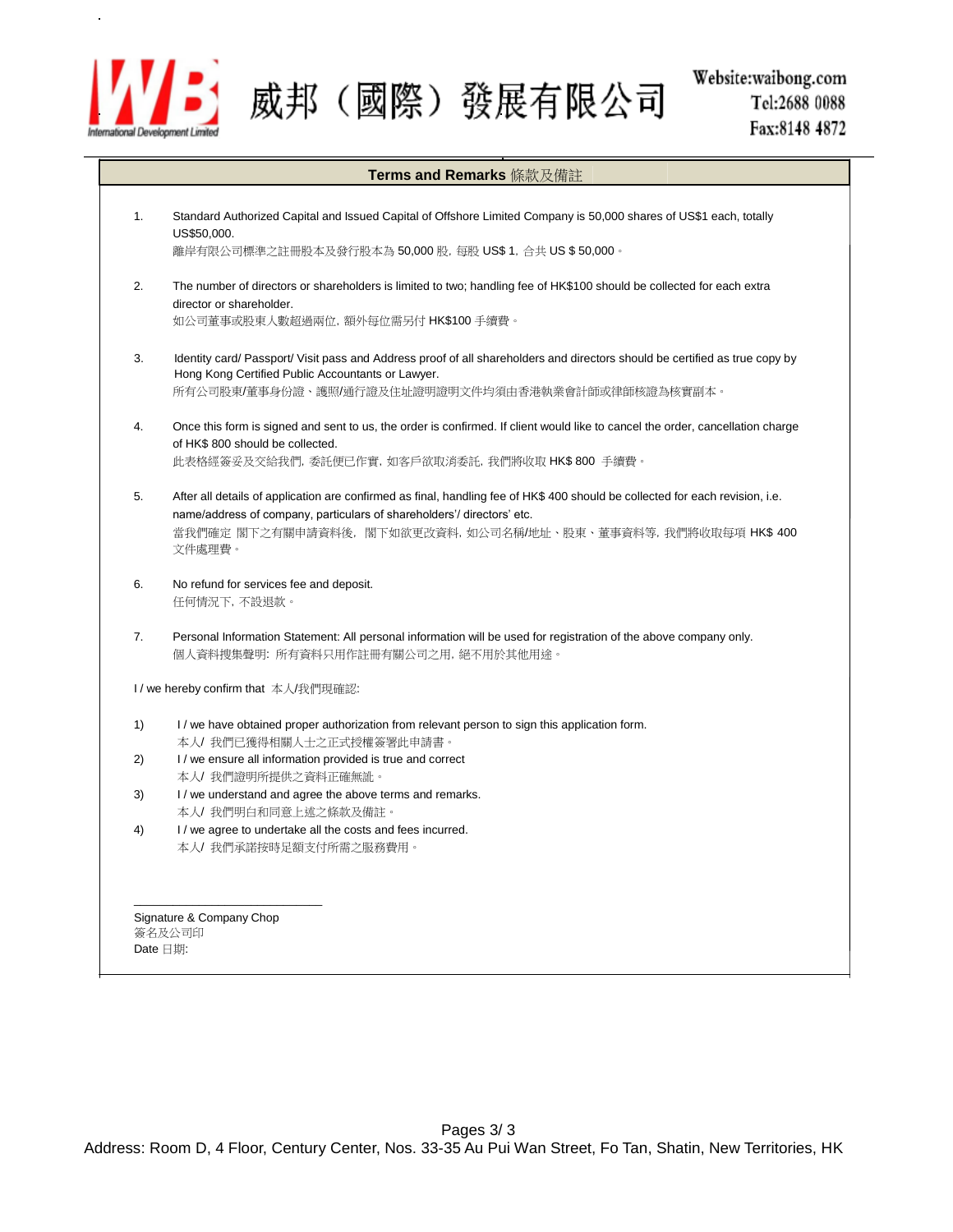威邦（國際）發展有限公司

International Development Limited

Website:waibong.com
Tel:2688 0088
Fax:8148 4872

## Terms and Remarks 條款及備註

1. Standard Authorized Capital and Issued Capital of Offshore Limited Company is 50,000 shares of US$1 each, totally US$50,000.
   離岸有限公司標準之註冊股本及發行股本為 50,000 股，每股 US$ 1，合共 US $ 50,000。

2. The number of directors or shareholders is limited to two; handling fee of HK$100 should be collected for each extra director or shareholder.
   如公司董事或股東人數超過兩位，額外每位需另付 HK$100 手續費。

3. Identity card/ Passport/ Visit pass and Address proof of all shareholders and directors should be certified as true copy by Hong Kong Certified Public Accountants or Lawyer.
   所有公司股東/董事身份證、護照/通行證及住址證明證明文件均須由香港執業會計師或律師核證為核實副本。

4. Once this form is signed and sent to us, the order is confirmed. If client would like to cancel the order, cancellation charge of HK$ 800 should be collected.
   此表格經簽妥及交給我們，委託便已作實，如客戶欲取消委託，我們將收取 HK$ 800 手續費。

5. After all details of application are confirmed as final, handling fee of HK$ 400 should be collected for each revision, i.e. name/address of company, particulars of shareholders'/ directors' etc.
   當我們確定 閣下之有關申請資料後， 閣下如欲更改資料，如公司名稱/地址、股東、董事資料等，我們將收取每項 HK$ 400 文件處理費。

6. No refund for services fee and deposit.
   任何情況下，不設退款。

7. Personal Information Statement: All personal information will be used for registration of the above company only.
   個人資料搜集聲明：所有資料只用作註冊有關公司之用，絕不用於其他用途。

I / we hereby confirm that 本人/我們現確認:

1) I / we have obtained proper authorization from relevant person to sign this application form.
   本人/ 我們已獲得相關人士之正式授權簽署此申請書。
2) I / we ensure all information provided is true and correct
   本人/ 我們證明所提供之資料正確無訛。
3) I / we understand and agree the above terms and remarks.
   本人/ 我們明白和同意上述之條款及備註。
4) I / we agree to undertake all the costs and fees incurred.
   本人/ 我們承諾按時足額支付所需之服務費用。

\_\_\_\_\_\_\_\_\_\_\_\_\_\_\_\_\_\_\_\_\_\_\_\_\_\_\_\_\_\_

Signature & Company Chop
簽名及公司印
Date 日期:

Address: Room D, 4 Floor, Century Center, Nos. 33-35 Au Pui Wan Street, Fo Tan, Shatin, New Territories, HK